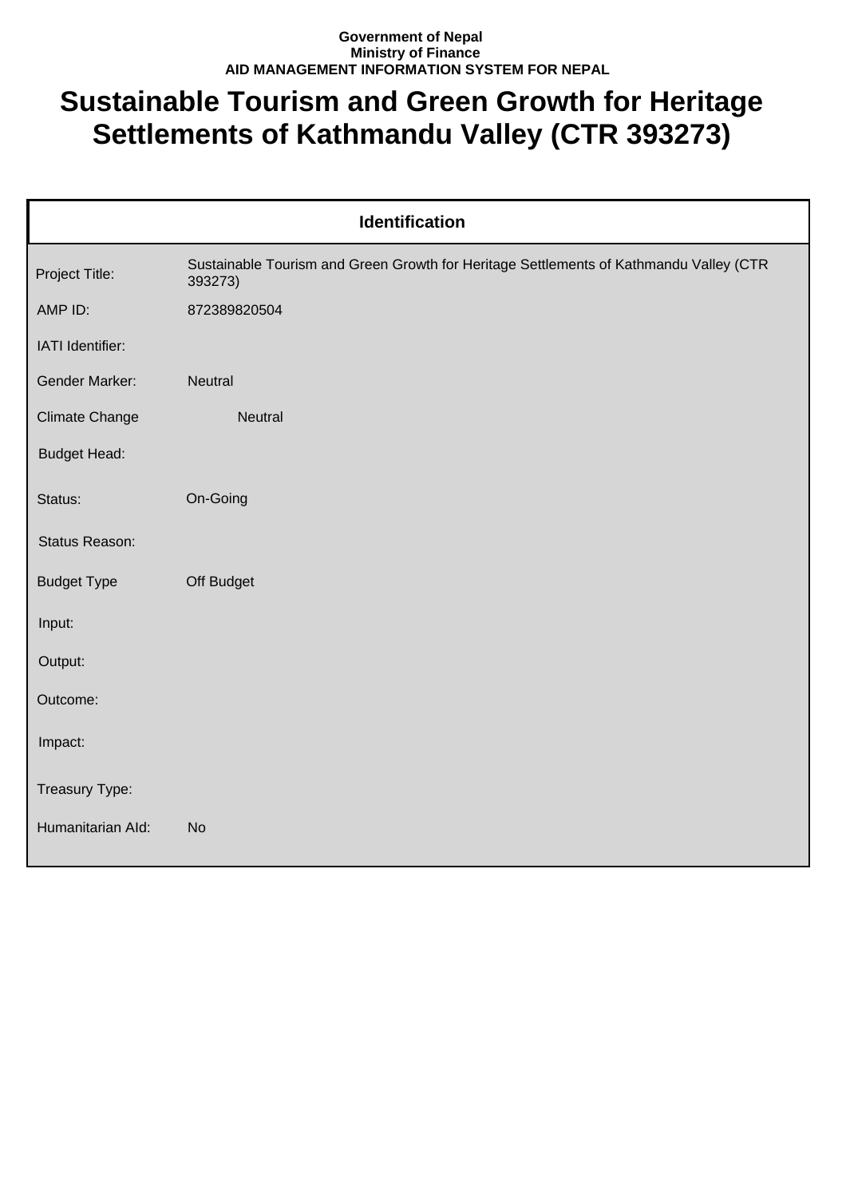**Government of Nepal**
**Ministry of Finance**
**AID MANAGEMENT INFORMATION SYSTEM FOR NEPAL**

# Sustainable Tourism and Green Growth for Heritage Settlements of Kathmandu Valley (CTR 393273)

| Identification | |
|---|---|
| Project Title: | Sustainable Tourism and Green Growth for Heritage Settlements of Kathmandu Valley (CTR 393273) |
| AMP ID: | 872389820504 |
| IATI Identifier: | |
| Gender Marker: | Neutral |
| Climate Change | Neutral |
| Budget Head: | |
| Status: | On-Going |
| Status Reason: | |
| Budget Type | Off Budget |
| Input: | |
| Output: | |
| Outcome: | |
| Impact: | |
| Treasury Type: | |
| Humanitarian AId: | No |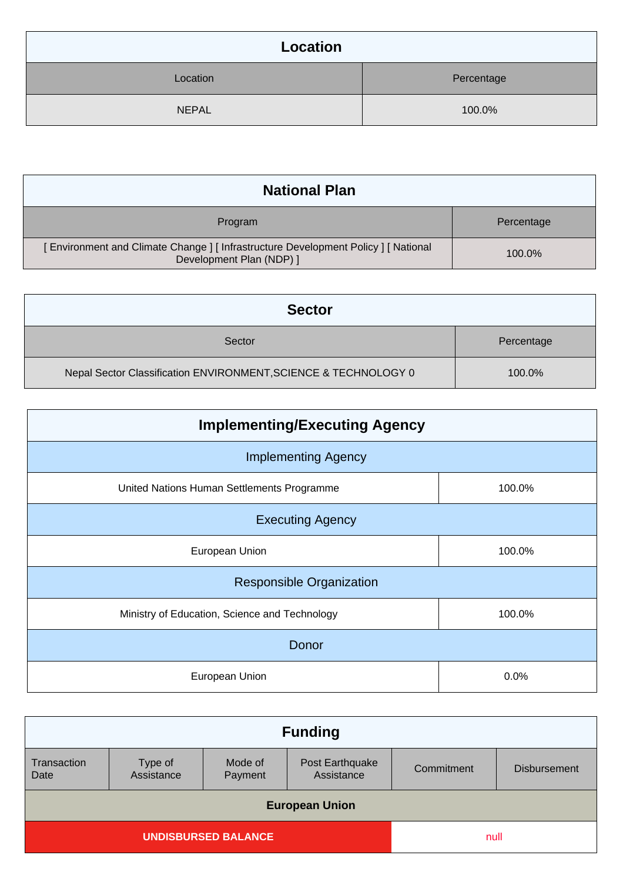## Location

| Location | Percentage |
|---|---|
| NEPAL | 100.0% |

## National Plan

| Program | Percentage |
|---|---|
| [ Environment and Climate Change ] [ Infrastructure Development Policy ] [ National Development Plan (NDP) ] | 100.0% |

## Sector

| Sector | Percentage |
|---|---|
| Nepal Sector Classification ENVIRONMENT,SCIENCE & TECHNOLOGY 0 | 100.0% |

## Implementing/Executing Agency

| Implementing Agency | |
|---|---|
| United Nations Human Settlements Programme | 100.0% |
| **Executing Agency** | |
| European Union | 100.0% |
| **Responsible Organization** | |
| Ministry of Education, Science and Technology | 100.0% |
| **Donor** | |
| European Union | 0.0% |

## Funding

| Transaction Date | Type of Assistance | Mode of Payment | Post Earthquake Assistance | Commitment | Disbursement |
|---|---|---|---|---|---|
| **European Union** | | | | | |
| **UNDISBURSED BALANCE** | | | | null | |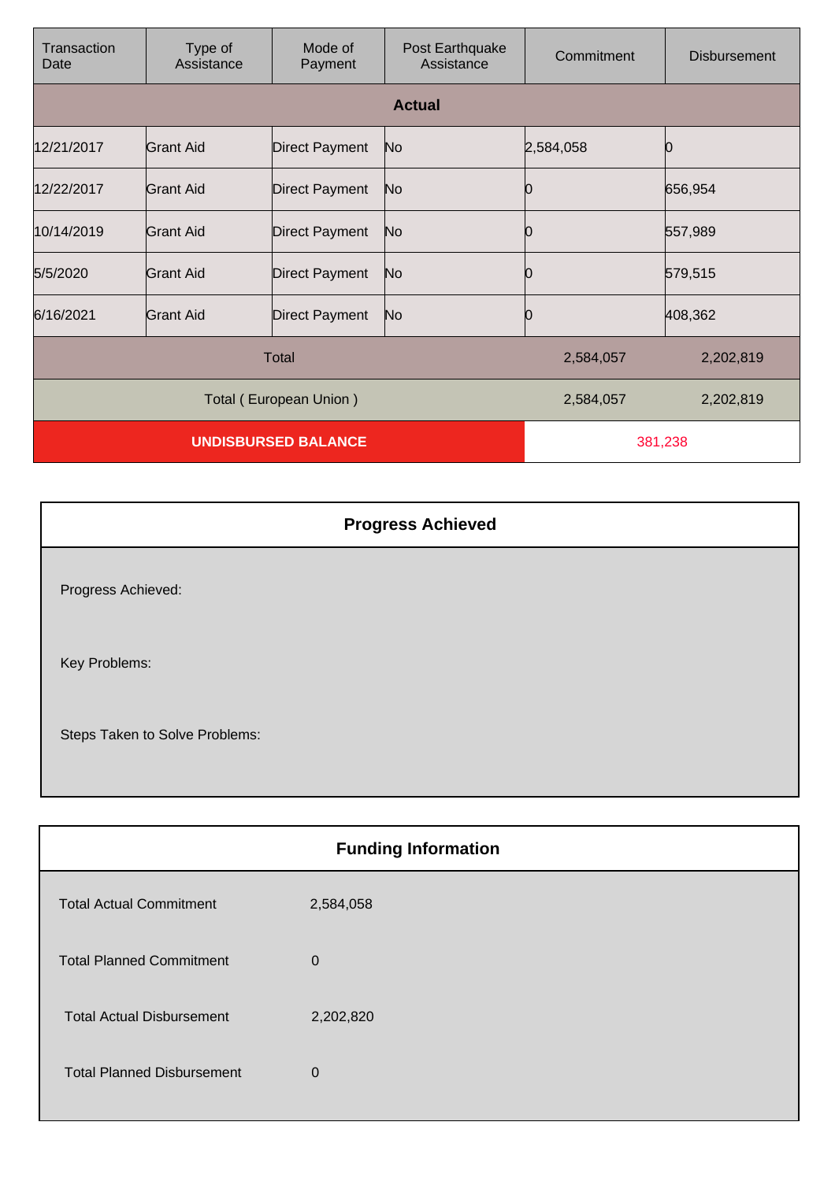| Transaction Date | Type of Assistance | Mode of Payment | Post Earthquake Assistance | Commitment | Disbursement |
|---|---|---|---|---|---|
| **Actual** | | | | | |
| 12/21/2017 | Grant Aid | Direct Payment | No | 2,584,058 | 0 |
| 12/22/2017 | Grant Aid | Direct Payment | No | 0 | 656,954 |
| 10/14/2019 | Grant Aid | Direct Payment | No | 0 | 557,989 |
| 5/5/2020 | Grant Aid | Direct Payment | No | 0 | 579,515 |
| 6/16/2021 | Grant Aid | Direct Payment | No | 0 | 408,362 |
| Total | | | | 2,584,057 | 2,202,819 |
| Total ( European Union ) | | | | 2,584,057 | 2,202,819 |
| **UNDISBURSED BALANCE** | | | | 381,238 | |

## Progress Achieved

Progress Achieved:

Key Problems:

Steps Taken to Solve Problems:

## Funding Information

| | |
|---|---|
| Total Actual Commitment | 2,584,058 |
| Total Planned Commitment | 0 |
| Total Actual Disbursement | 2,202,820 |
| Total Planned Disbursement | 0 |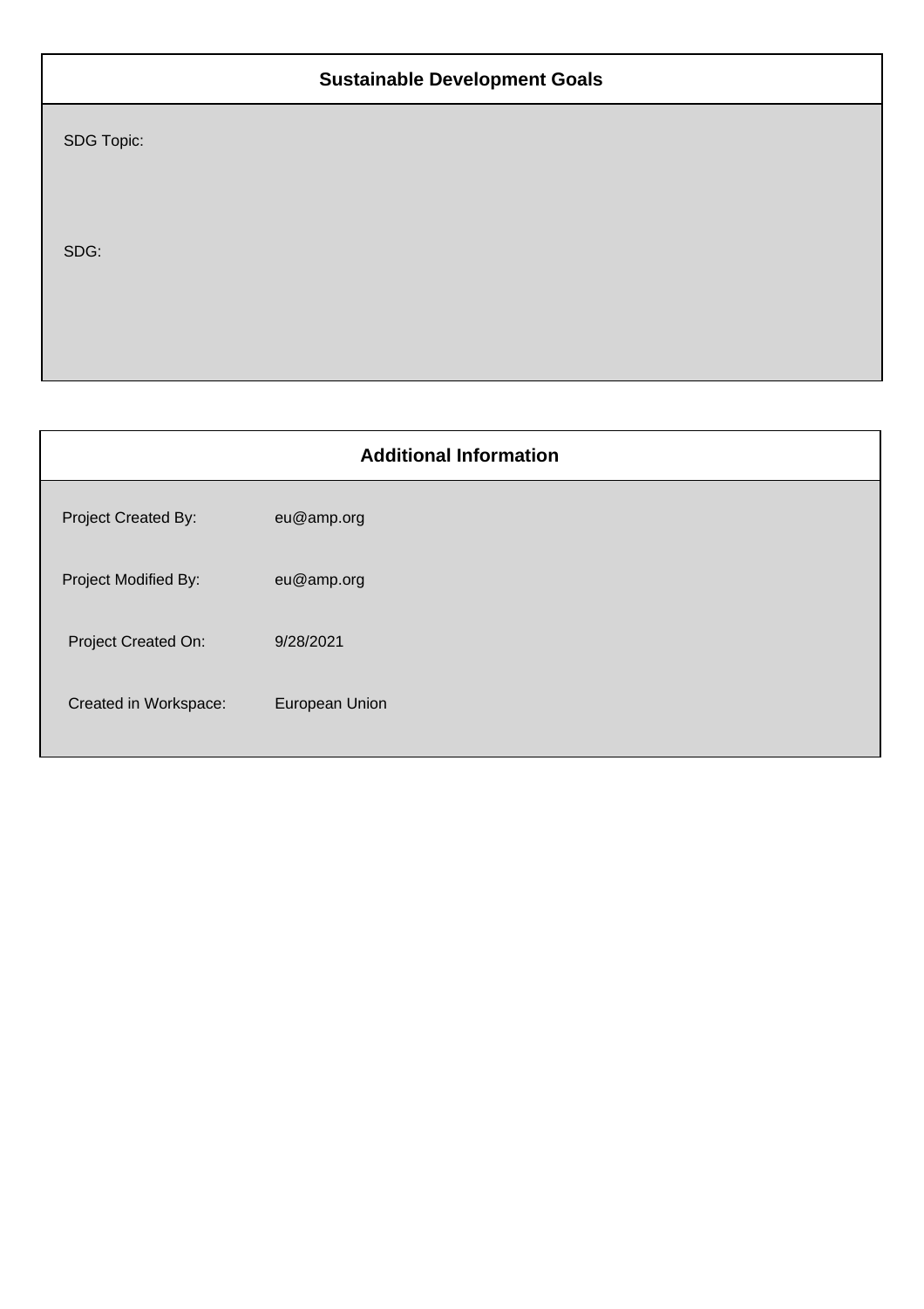## Sustainable Development Goals

SDG Topic:

SDG:

## Additional Information

| | |
|---|---|
| Project Created By: | eu@amp.org |
| Project Modified By: | eu@amp.org |
| Project Created On: | 9/28/2021 |
| Created in Workspace: | European Union |